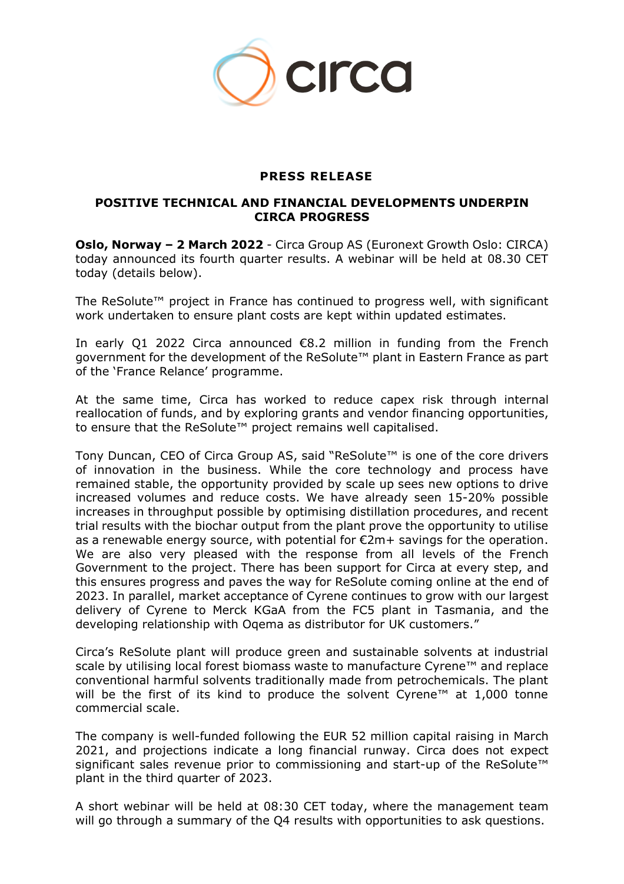**PRESS RELEASE**

**POSITIVE TECHNICAL AND FINANCIAL DEVELOPMENTS UNDERPIN CIRCA PROGRESS**

**Oslo, Norway – 2 March 2022** - Circa Group AS (Euronext Growth Oslo: CIRCA) today announced its fourth quarter results. A webinar will be held at 08.30 CET today (details below).

The ReSolute™ project in France has continued to progress well, with significant work undertaken to ensure plant costs are kept within updated estimates.

In early Q1 2022 Circa announced €8.2 million in funding from the French government for the development of the ReSolute™ plant in Eastern France as part of the 'France Relance' programme.

At the same time, Circa has worked to reduce capex risk through internal reallocation of funds, and by exploring grants and vendor financing opportunities, to ensure that the ReSolute™ project remains well capitalised.

Tony Duncan, CEO of Circa Group AS, said "ReSolute™ is one of the core drivers of innovation in the business. While the core technology and process have remained stable, the opportunity provided by scale up sees new options to drive increased volumes and reduce costs. We have already seen 15-20% possible increases in throughput possible by optimising distillation procedures, and recent trial results with the biochar output from the plant prove the opportunity to utilise as a renewable energy source, with potential for €2m+ savings for the operation. We are also very pleased with the response from all levels of the French Government to the project. There has been support for Circa at every step, and this ensures progress and paves the way for ReSolute coming online at the end of 2023. In parallel, market acceptance of Cyrene continues to grow with our largest delivery of Cyrene to Merck KGaA from the FC5 plant in Tasmania, and the developing relationship with Oqema as distributor for UK customers."

Circa's ReSolute plant will produce green and sustainable solvents at industrial scale by utilising local forest biomass waste to manufacture Cyrene™ and replace conventional harmful solvents traditionally made from petrochemicals. The plant will be the first of its kind to produce the solvent Cyrene™ at 1,000 tonne commercial scale.

The company is well-funded following the EUR 52 million capital raising in March 2021, and projections indicate a long financial runway. Circa does not expect significant sales revenue prior to commissioning and start-up of the ReSolute™ plant in the third quarter of 2023.

A short webinar will be held at 08:30 CET today, where the management team will go through a summary of the Q4 results with opportunities to ask questions.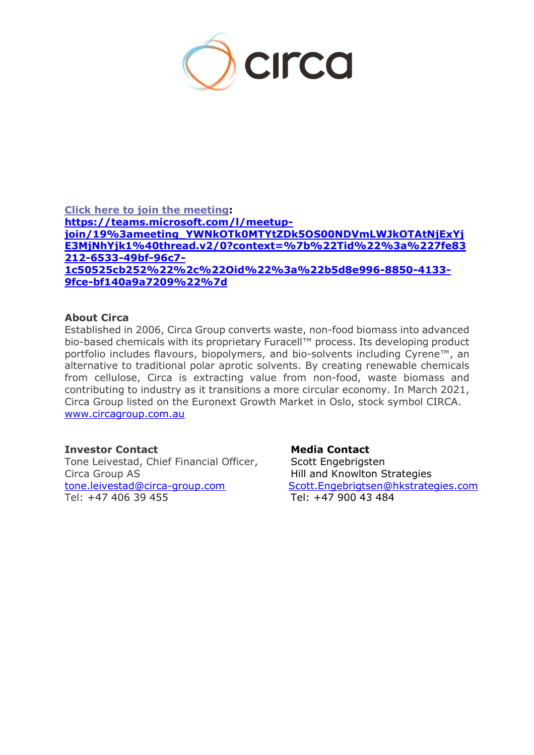**Click here to join the meeting**: **https://teams.microsoft.com/l/meetup-join/19%3ameeting_YWNkOTk0MTYtZDk5OS00NDVmLWJkOTAtNjExYjE3MjNhYjk1%40thread.v2/0?context=%7b%22Tid%22%3a%227fe83212-6533-49bf-96c7-1c50525cb252%22%2c%22Oid%22%3a%22b5d8e996-8850-4133-9fce-bf140a9a7209%22%7d**

**About Circa**

Established in 2006, Circa Group converts waste, non-food biomass into advanced bio-based chemicals with its proprietary Furacell™ process. Its developing product portfolio includes flavours, biopolymers, and bio-solvents including Cyrene™, an alternative to traditional polar aprotic solvents. By creating renewable chemicals from cellulose, Circa is extracting value from non-food, waste biomass and contributing to industry as it transitions a more circular economy. In March 2021, Circa Group listed on the Euronext Growth Market in Oslo, stock symbol CIRCA.
www.circagroup.com.au

**Investor Contact**
Tone Leivestad, Chief Financial Officer,
Circa Group AS
tone.leivestad@circa-group.com
Tel: +47 406 39 455

**Media Contact**
Scott Engebrigsten
Hill and Knowlton Strategies
Scott.Engebrigtsen@hkstrategies.com
Tel: +47 900 43 484